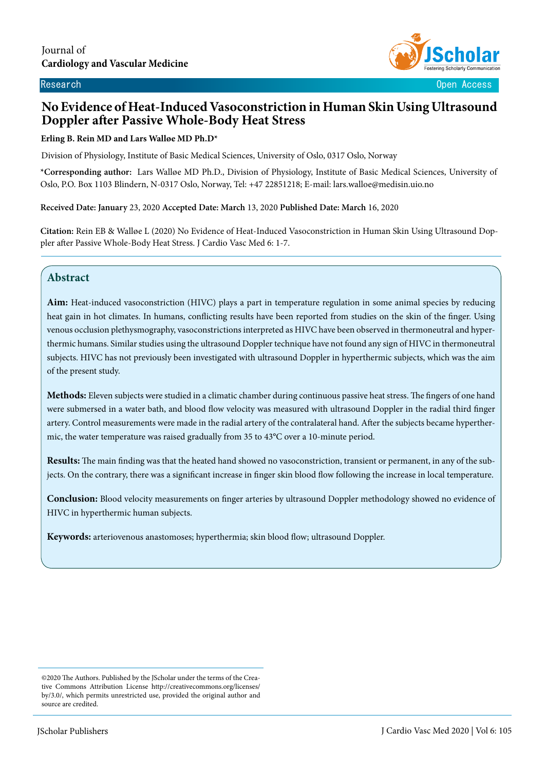Journal of
**Cardiology and Vascular Medicine**

Research | Open Access

# No Evidence of Heat-Induced Vasoconstriction in Human Skin Using Ultrasound Doppler after Passive Whole-Body Heat Stress

**Erling B. Rein MD and Lars Walløe MD Ph.D***

Division of Physiology, Institute of Basic Medical Sciences, University of Oslo, 0317 Oslo, Norway

***Corresponding author:** Lars Walløe MD Ph.D., Division of Physiology, Institute of Basic Medical Sciences, University of Oslo, P.O. Box 1103 Blindern, N-0317 Oslo, Norway, Tel: +47 22851218; E-mail: lars.walloe@medisin.uio.no

**Received Date: January** 23, 2020 **Accepted Date: March** 13, 2020 **Published Date: March** 16, 2020

**Citation:** Rein EB & Walløe L (2020) No Evidence of Heat-Induced Vasoconstriction in Human Skin Using Ultrasound Doppler after Passive Whole-Body Heat Stress. J Cardio Vasc Med 6: 1-7.

## Abstract

**Aim:** Heat-induced vasoconstriction (HIVC) plays a part in temperature regulation in some animal species by reducing heat gain in hot climates. In humans, conflicting results have been reported from studies on the skin of the finger. Using venous occlusion plethysmography, vasoconstrictions interpreted as HIVC have been observed in thermoneutral and hyperthermic humans. Similar studies using the ultrasound Doppler technique have not found any sign of HIVC in thermoneutral subjects. HIVC has not previously been investigated with ultrasound Doppler in hyperthermic subjects, which was the aim of the present study.

**Methods:** Eleven subjects were studied in a climatic chamber during continuous passive heat stress. The fingers of one hand were submersed in a water bath, and blood flow velocity was measured with ultrasound Doppler in the radial third finger artery. Control measurements were made in the radial artery of the contralateral hand. After the subjects became hyperthermic, the water temperature was raised gradually from 35 to 43°C over a 10-minute period.

**Results:** The main finding was that the heated hand showed no vasoconstriction, transient or permanent, in any of the subjects. On the contrary, there was a significant increase in finger skin blood flow following the increase in local temperature.

**Conclusion:** Blood velocity measurements on finger arteries by ultrasound Doppler methodology showed no evidence of HIVC in hyperthermic human subjects.

**Keywords:** arteriovenous anastomoses; hyperthermia; skin blood flow; ultrasound Doppler.

©2020 The Authors. Published by the JScholar under the terms of the Creative Commons Attribution License http://creativecommons.org/licenses/by/3.0/, which permits unrestricted use, provided the original author and source are credited.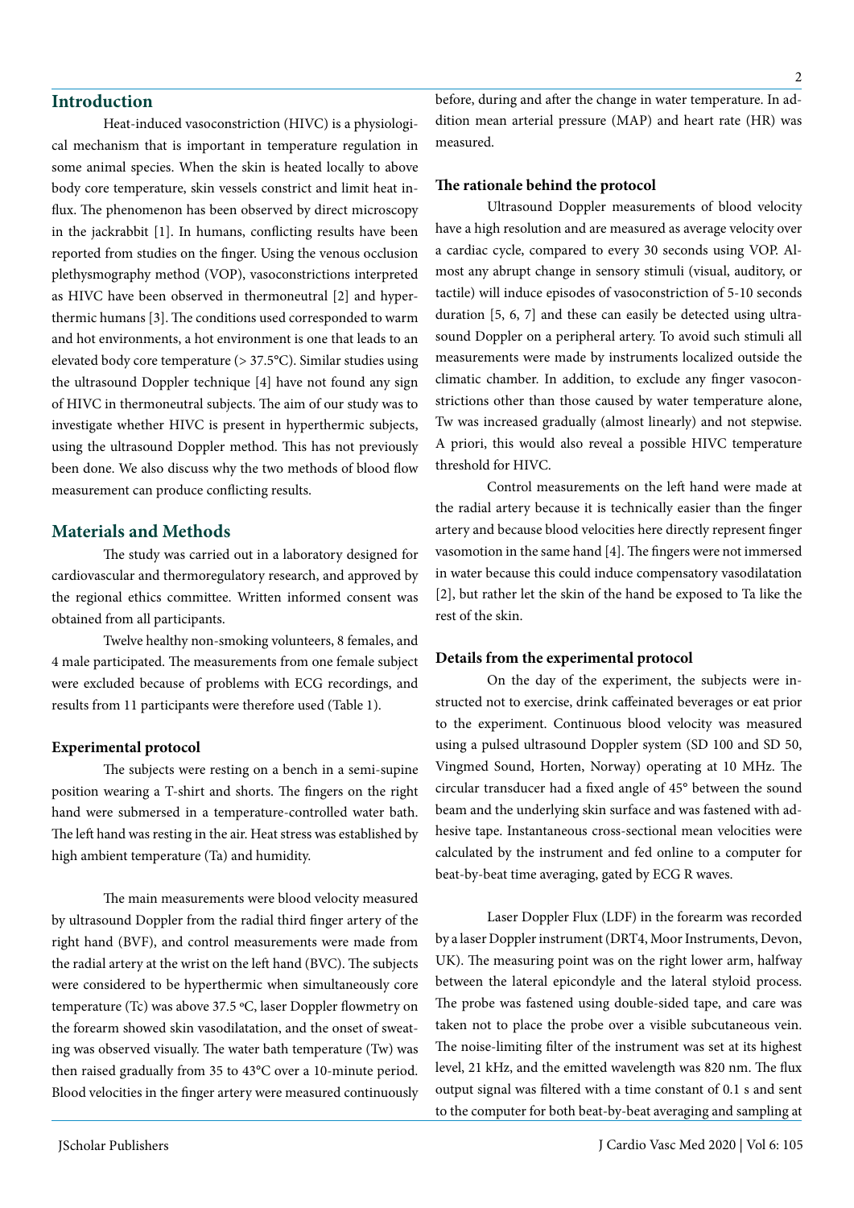## Introduction

Heat-induced vasoconstriction (HIVC) is a physiological mechanism that is important in temperature regulation in some animal species. When the skin is heated locally to above body core temperature, skin vessels constrict and limit heat influx. The phenomenon has been observed by direct microscopy in the jackrabbit [1]. In humans, conflicting results have been reported from studies on the finger. Using the venous occlusion plethysmography method (VOP), vasoconstrictions interpreted as HIVC have been observed in thermoneutral [2] and hyperthermic humans [3]. The conditions used corresponded to warm and hot environments, a hot environment is one that leads to an elevated body core temperature (> 37.5°C). Similar studies using the ultrasound Doppler technique [4] have not found any sign of HIVC in thermoneutral subjects. The aim of our study was to investigate whether HIVC is present in hyperthermic subjects, using the ultrasound Doppler method. This has not previously been done. We also discuss why the two methods of blood flow measurement can produce conflicting results.

## Materials and Methods

The study was carried out in a laboratory designed for cardiovascular and thermoregulatory research, and approved by the regional ethics committee. Written informed consent was obtained from all participants.

Twelve healthy non-smoking volunteers, 8 females, and 4 male participated. The measurements from one female subject were excluded because of problems with ECG recordings, and results from 11 participants were therefore used (Table 1).

### Experimental protocol

The subjects were resting on a bench in a semi-supine position wearing a T-shirt and shorts. The fingers on the right hand were submersed in a temperature-controlled water bath. The left hand was resting in the air. Heat stress was established by high ambient temperature (Ta) and humidity.

The main measurements were blood velocity measured by ultrasound Doppler from the radial third finger artery of the right hand (BVF), and control measurements were made from the radial artery at the wrist on the left hand (BVC). The subjects were considered to be hyperthermic when simultaneously core temperature (Tc) was above 37.5 ºC, laser Doppler flowmetry on the forearm showed skin vasodilatation, and the onset of sweating was observed visually. The water bath temperature (Tw) was then raised gradually from 35 to 43°C over a 10-minute period. Blood velocities in the finger artery were measured continuously before, during and after the change in water temperature. In addition mean arterial pressure (MAP) and heart rate (HR) was measured.

### The rationale behind the protocol

Ultrasound Doppler measurements of blood velocity have a high resolution and are measured as average velocity over a cardiac cycle, compared to every 30 seconds using VOP. Almost any abrupt change in sensory stimuli (visual, auditory, or tactile) will induce episodes of vasoconstriction of 5-10 seconds duration [5, 6, 7] and these can easily be detected using ultrasound Doppler on a peripheral artery. To avoid such stimuli all measurements were made by instruments localized outside the climatic chamber. In addition, to exclude any finger vasoconstrictions other than those caused by water temperature alone, Tw was increased gradually (almost linearly) and not stepwise. A priori, this would also reveal a possible HIVC temperature threshold for HIVC.

Control measurements on the left hand were made at the radial artery because it is technically easier than the finger artery and because blood velocities here directly represent finger vasomotion in the same hand [4]. The fingers were not immersed in water because this could induce compensatory vasodilatation [2], but rather let the skin of the hand be exposed to Ta like the rest of the skin.

### Details from the experimental protocol

On the day of the experiment, the subjects were instructed not to exercise, drink caffeinated beverages or eat prior to the experiment. Continuous blood velocity was measured using a pulsed ultrasound Doppler system (SD 100 and SD 50, Vingmed Sound, Horten, Norway) operating at 10 MHz. The circular transducer had a fixed angle of 45° between the sound beam and the underlying skin surface and was fastened with adhesive tape. Instantaneous cross-sectional mean velocities were calculated by the instrument and fed online to a computer for beat-by-beat time averaging, gated by ECG R waves.

Laser Doppler Flux (LDF) in the forearm was recorded by a laser Doppler instrument (DRT4, Moor Instruments, Devon, UK). The measuring point was on the right lower arm, halfway between the lateral epicondyle and the lateral styloid process. The probe was fastened using double-sided tape, and care was taken not to place the probe over a visible subcutaneous vein. The noise-limiting filter of the instrument was set at its highest level, 21 kHz, and the emitted wavelength was 820 nm. The flux output signal was filtered with a time constant of 0.1 s and sent to the computer for both beat-by-beat averaging and sampling at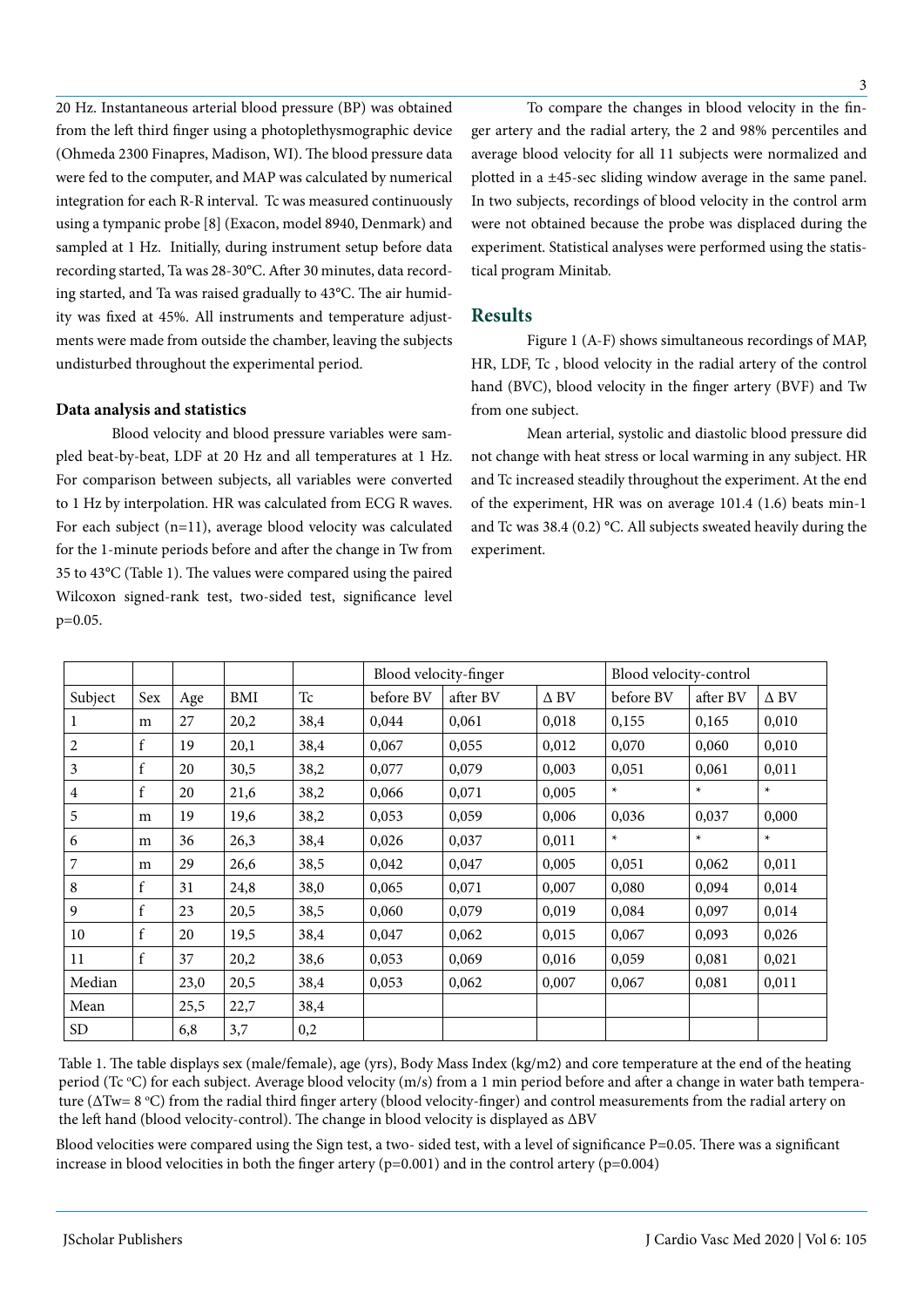20 Hz. Instantaneous arterial blood pressure (BP) was obtained from the left third finger using a photoplethysmographic device (Ohmeda 2300 Finapres, Madison, WI). The blood pressure data were fed to the computer, and MAP was calculated by numerical integration for each R-R interval. Tc was measured continuously using a tympanic probe [8] (Exacon, model 8940, Denmark) and sampled at 1 Hz. Initially, during instrument setup before data recording started, Ta was 28-30°C. After 30 minutes, data recording started, and Ta was raised gradually to 43°C. The air humidity was fixed at 45%. All instruments and temperature adjustments were made from outside the chamber, leaving the subjects undisturbed throughout the experimental period.

### Data analysis and statistics

Blood velocity and blood pressure variables were sampled beat-by-beat, LDF at 20 Hz and all temperatures at 1 Hz. For comparison between subjects, all variables were converted to 1 Hz by interpolation. HR was calculated from ECG R waves. For each subject (n=11), average blood velocity was calculated for the 1-minute periods before and after the change in Tw from 35 to 43°C (Table 1). The values were compared using the paired Wilcoxon signed-rank test, two-sided test, significance level p=0.05.

To compare the changes in blood velocity in the finger artery and the radial artery, the 2 and 98% percentiles and average blood velocity for all 11 subjects were normalized and plotted in a ±45-sec sliding window average in the same panel. In two subjects, recordings of blood velocity in the control arm were not obtained because the probe was displaced during the experiment. Statistical analyses were performed using the statistical program Minitab.

## Results

Figure 1 (A-F) shows simultaneous recordings of MAP, HR, LDF, Tc , blood velocity in the radial artery of the control hand (BVC), blood velocity in the finger artery (BVF) and Tw from one subject.

Mean arterial, systolic and diastolic blood pressure did not change with heat stress or local warming in any subject. HR and Tc increased steadily throughout the experiment. At the end of the experiment, HR was on average 101.4 (1.6) beats min-1 and Tc was 38.4 (0.2) °C. All subjects sweated heavily during the experiment.

| | | | | | Blood velocity-finger | | | Blood velocity-control | | |
|---|---|---|---|---|---|---|---|---|---|---|
| Subject | Sex | Age | BMI | Tc | before BV | after BV | Δ BV | before BV | after BV | Δ BV |
| 1 | m | 27 | 20,2 | 38,4 | 0,044 | 0,061 | 0,018 | 0,155 | 0,165 | 0,010 |
| 2 | f | 19 | 20,1 | 38,4 | 0,067 | 0,055 | 0,012 | 0,070 | 0,060 | 0,010 |
| 3 | f | 20 | 30,5 | 38,2 | 0,077 | 0,079 | 0,003 | 0,051 | 0,061 | 0,011 |
| 4 | f | 20 | 21,6 | 38,2 | 0,066 | 0,071 | 0,005 | * | * | * |
| 5 | m | 19 | 19,6 | 38,2 | 0,053 | 0,059 | 0,006 | 0,036 | 0,037 | 0,000 |
| 6 | m | 36 | 26,3 | 38,4 | 0,026 | 0,037 | 0,011 | * | * | * |
| 7 | m | 29 | 26,6 | 38,5 | 0,042 | 0,047 | 0,005 | 0,051 | 0,062 | 0,011 |
| 8 | f | 31 | 24,8 | 38,0 | 0,065 | 0,071 | 0,007 | 0,080 | 0,094 | 0,014 |
| 9 | f | 23 | 20,5 | 38,5 | 0,060 | 0,079 | 0,019 | 0,084 | 0,097 | 0,014 |
| 10 | f | 20 | 19,5 | 38,4 | 0,047 | 0,062 | 0,015 | 0,067 | 0,093 | 0,026 |
| 11 | f | 37 | 20,2 | 38,6 | 0,053 | 0,069 | 0,016 | 0,059 | 0,081 | 0,021 |
| Median | | 23,0 | 20,5 | 38,4 | 0,053 | 0,062 | 0,007 | 0,067 | 0,081 | 0,011 |
| Mean | | 25,5 | 22,7 | 38,4 | | | | | | |
| SD | | 6,8 | 3,7 | 0,2 | | | | | | |

Table 1. The table displays sex (male/female), age (yrs), Body Mass Index (kg/m2) and core temperature at the end of the heating period (Tc °C) for each subject. Average blood velocity (m/s) from a 1 min period before and after a change in water bath temperature (ΔTw= 8 °C) from the radial third finger artery (blood velocity-finger) and control measurements from the radial artery on the left hand (blood velocity-control). The change in blood velocity is displayed as ΔBV

Blood velocities were compared using the Sign test, a two- sided test, with a level of significance P=0.05. There was a significant increase in blood velocities in both the finger artery (p=0.001) and in the control artery (p=0.004)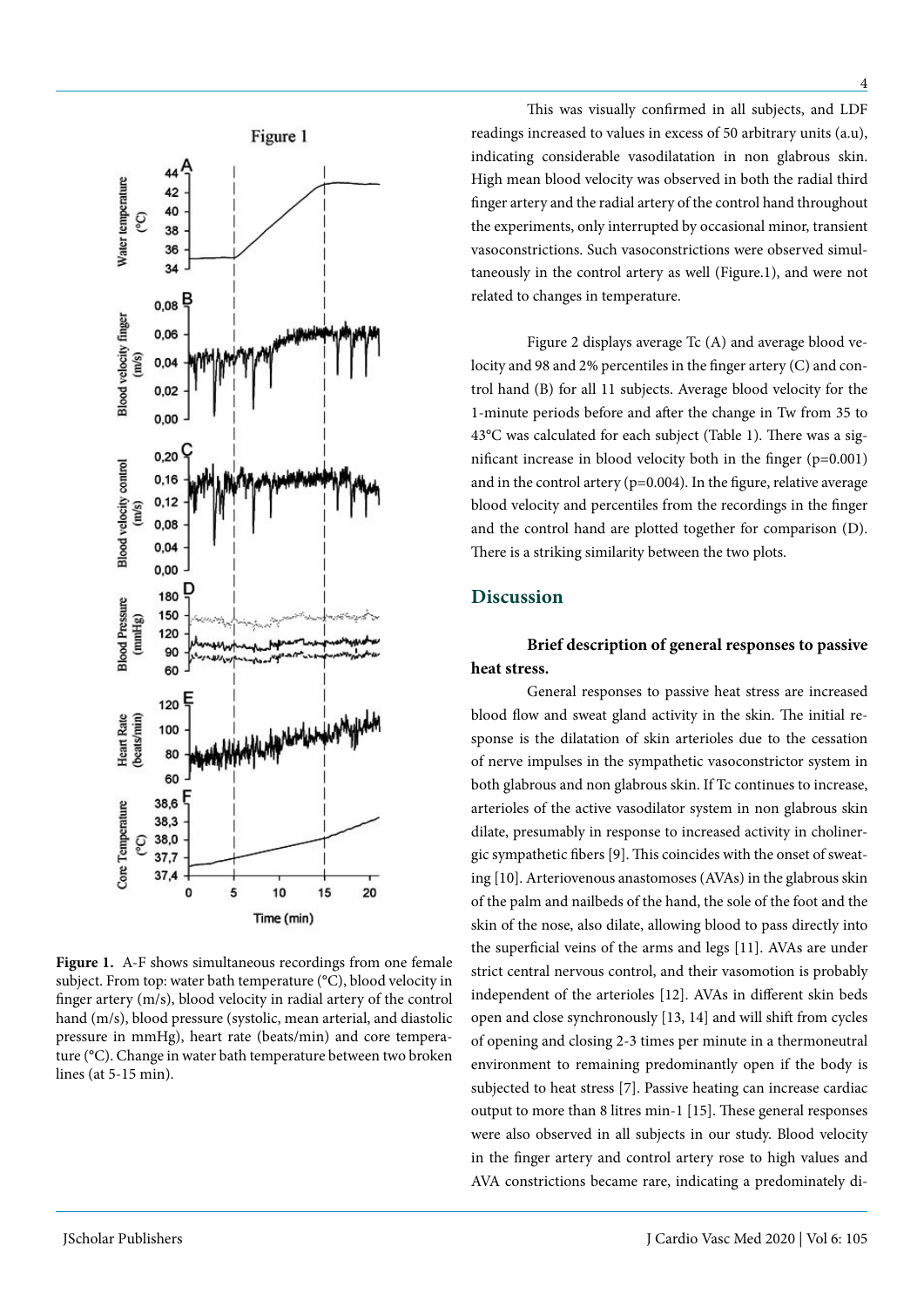Figure 1. A-F shows simultaneous recordings from one female subject. From top: water bath temperature (°C), blood velocity in finger artery (m/s), blood velocity in radial artery of the control hand (m/s), blood pressure (systolic, mean arterial, and diastolic pressure in mmHg), heart rate (beats/min) and core temperature (°C). Change in water bath temperature between two broken lines (at 5-15 min).

This was visually confirmed in all subjects, and LDF readings increased to values in excess of 50 arbitrary units (a.u), indicating considerable vasodilatation in non glabrous skin. High mean blood velocity was observed in both the radial third finger artery and the radial artery of the control hand throughout the experiments, only interrupted by occasional minor, transient vasoconstrictions. Such vasoconstrictions were observed simultaneously in the control artery as well (Figure.1), and were not related to changes in temperature.

Figure 2 displays average Tc (A) and average blood velocity and 98 and 2% percentiles in the finger artery (C) and control hand (B) for all 11 subjects. Average blood velocity for the 1-minute periods before and after the change in Tw from 35 to 43°C was calculated for each subject (Table 1). There was a significant increase in blood velocity both in the finger ($p=0.001$) and in the control artery ($p=0.004$). In the figure, relative average blood velocity and percentiles from the recordings in the finger and the control hand are plotted together for comparison (D). There is a striking similarity between the two plots.

## Discussion

### Brief description of general responses to passive heat stress.

General responses to passive heat stress are increased blood flow and sweat gland activity in the skin. The initial response is the dilatation of skin arterioles due to the cessation of nerve impulses in the sympathetic vasoconstrictor system in both glabrous and non glabrous skin. If Tc continues to increase, arterioles of the active vasodilator system in non glabrous skin dilate, presumably in response to increased activity in cholinergic sympathetic fibers [9]. This coincides with the onset of sweating [10]. Arteriovenous anastomoses (AVAs) in the glabrous skin of the palm and nailbeds of the hand, the sole of the foot and the skin of the nose, also dilate, allowing blood to pass directly into the superficial veins of the arms and legs [11]. AVAs are under strict central nervous control, and their vasomotion is probably independent of the arterioles [12]. AVAs in different skin beds open and close synchronously [13, 14] and will shift from cycles of opening and closing 2-3 times per minute in a thermoneutral environment to remaining predominantly open if the body is subjected to heat stress [7]. Passive heating can increase cardiac output to more than 8 litres min-1 [15]. These general responses were also observed in all subjects in our study. Blood velocity in the finger artery and control artery rose to high values and AVA constrictions became rare, indicating a predominately di-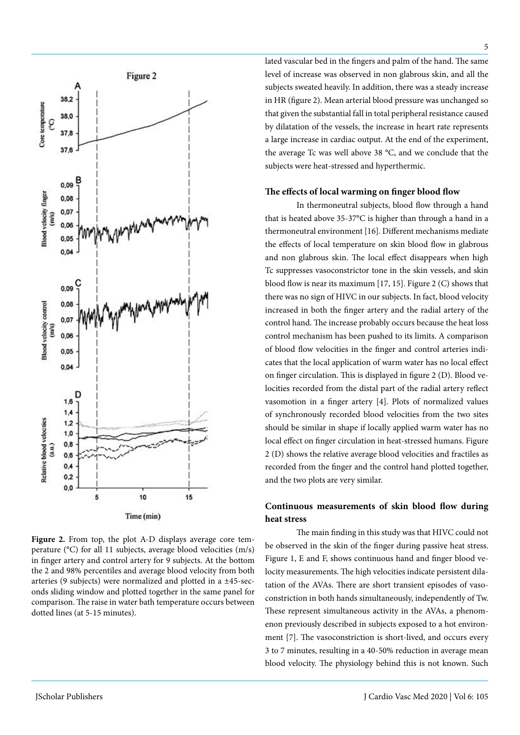**Figure 2.** From top, the plot A-D displays average core temperature (°C) for all 11 subjects, average blood velocities (m/s) in finger artery and control artery for 9 subjects. At the bottom the 2 and 98% percentiles and average blood velocity from both arteries (9 subjects) were normalized and plotted in a ±45-seconds sliding window and plotted together in the same panel for comparison. The raise in water bath temperature occurs between dotted lines (at 5-15 minutes).

lated vascular bed in the fingers and palm of the hand. The same level of increase was observed in non glabrous skin, and all the subjects sweated heavily. In addition, there was a steady increase in HR (figure 2). Mean arterial blood pressure was unchanged so that given the substantial fall in total peripheral resistance caused by dilatation of the vessels, the increase in heart rate represents a large increase in cardiac output. At the end of the experiment, the average Tc was well above 38 °C, and we conclude that the subjects were heat-stressed and hyperthermic.

### The effects of local warming on finger blood flow

In thermoneutral subjects, blood flow through a hand that is heated above 35-37°C is higher than through a hand in a thermoneutral environment [16]. Different mechanisms mediate the effects of local temperature on skin blood flow in glabrous and non glabrous skin. The local effect disappears when high Tc suppresses vasoconstrictor tone in the skin vessels, and skin blood flow is near its maximum [17, 15]. Figure 2 (C) shows that there was no sign of HIVC in our subjects. In fact, blood velocity increased in both the finger artery and the radial artery of the control hand. The increase probably occurs because the heat loss control mechanism has been pushed to its limits. A comparison of blood flow velocities in the finger and control arteries indicates that the local application of warm water has no local effect on finger circulation. This is displayed in figure 2 (D). Blood velocities recorded from the distal part of the radial artery reflect vasomotion in a finger artery [4]. Plots of normalized values of synchronously recorded blood velocities from the two sites should be similar in shape if locally applied warm water has no local effect on finger circulation in heat-stressed humans. Figure 2 (D) shows the relative average blood velocities and fractiles as recorded from the finger and the control hand plotted together, and the two plots are very similar.

### Continuous measurements of skin blood flow during heat stress

The main finding in this study was that HIVC could not be observed in the skin of the finger during passive heat stress. Figure 1, E and F, shows continuous hand and finger blood velocity measurements. The high velocities indicate persistent dilatation of the AVAs. There are short transient episodes of vasoconstriction in both hands simultaneously, independently of Tw. These represent simultaneous activity in the AVAs, a phenomenon previously described in subjects exposed to a hot environment [7]. The vasoconstriction is short-lived, and occurs every 3 to 7 minutes, resulting in a 40-50% reduction in average mean blood velocity. The physiology behind this is not known. Such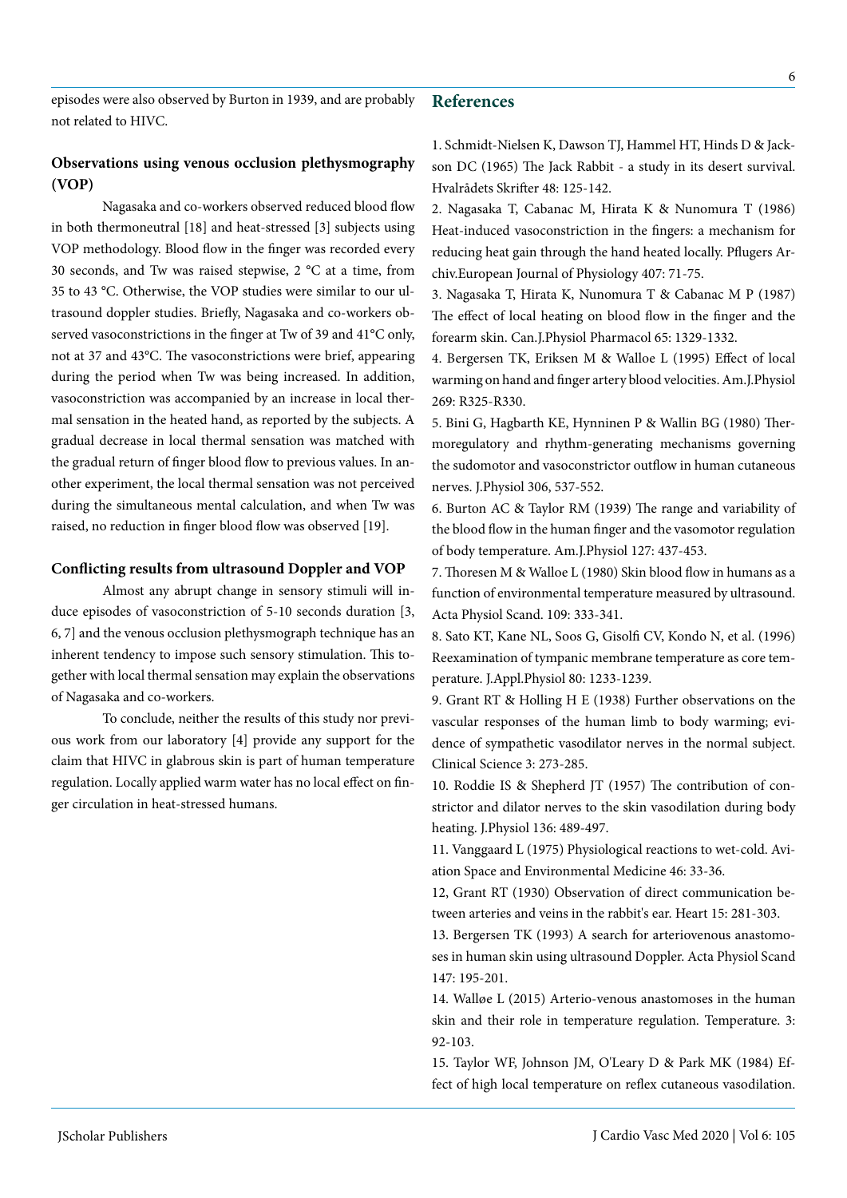episodes were also observed by Burton in 1939, and are probably not related to HIVC.

### Observations using venous occlusion plethysmography (VOP)

Nagasaka and co-workers observed reduced blood flow in both thermoneutral [18] and heat-stressed [3] subjects using VOP methodology. Blood flow in the finger was recorded every 30 seconds, and Tw was raised stepwise, 2 °C at a time, from 35 to 43 °C. Otherwise, the VOP studies were similar to our ultrasound doppler studies. Briefly, Nagasaka and co-workers observed vasoconstrictions in the finger at Tw of 39 and 41°C only, not at 37 and 43°C. The vasoconstrictions were brief, appearing during the period when Tw was being increased. In addition, vasoconstriction was accompanied by an increase in local thermal sensation in the heated hand, as reported by the subjects. A gradual decrease in local thermal sensation was matched with the gradual return of finger blood flow to previous values. In another experiment, the local thermal sensation was not perceived during the simultaneous mental calculation, and when Tw was raised, no reduction in finger blood flow was observed [19].

### Conflicting results from ultrasound Doppler and VOP

Almost any abrupt change in sensory stimuli will induce episodes of vasoconstriction of 5-10 seconds duration [3, 6, 7] and the venous occlusion plethysmograph technique has an inherent tendency to impose such sensory stimulation. This together with local thermal sensation may explain the observations of Nagasaka and co-workers.

To conclude, neither the results of this study nor previous work from our laboratory [4] provide any support for the claim that HIVC in glabrous skin is part of human temperature regulation. Locally applied warm water has no local effect on finger circulation in heat-stressed humans.

## References

1. Schmidt-Nielsen K, Dawson TJ, Hammel HT, Hinds D & Jackson DC (1965) The Jack Rabbit - a study in its desert survival. Hvalrådets Skrifter 48: 125-142.

2. Nagasaka T, Cabanac M, Hirata K & Nunomura T (1986) Heat-induced vasoconstriction in the fingers: a mechanism for reducing heat gain through the hand heated locally. Pflugers Archiv.European Journal of Physiology 407: 71-75.

3. Nagasaka T, Hirata K, Nunomura T & Cabanac M P (1987) The effect of local heating on blood flow in the finger and the forearm skin. Can.J.Physiol Pharmacol 65: 1329-1332.

4. Bergersen TK, Eriksen M & Walloe L (1995) Effect of local warming on hand and finger artery blood velocities. Am.J.Physiol 269: R325-R330.

5. Bini G, Hagbarth KE, Hynninen P & Wallin BG (1980) Thermoregulatory and rhythm-generating mechanisms governing the sudomotor and vasoconstrictor outflow in human cutaneous nerves. J.Physiol 306, 537-552.

6. Burton AC & Taylor RM (1939) The range and variability of the blood flow in the human finger and the vasomotor regulation of body temperature. Am.J.Physiol 127: 437-453.

7. Thoresen M & Walloe L (1980) Skin blood flow in humans as a function of environmental temperature measured by ultrasound. Acta Physiol Scand. 109: 333-341.

8. Sato KT, Kane NL, Soos G, Gisolfi CV, Kondo N, et al. (1996) Reexamination of tympanic membrane temperature as core temperature. J.Appl.Physiol 80: 1233-1239.

9. Grant RT & Holling H E (1938) Further observations on the vascular responses of the human limb to body warming; evidence of sympathetic vasodilator nerves in the normal subject. Clinical Science 3: 273-285.

10. Roddie IS & Shepherd JT (1957) The contribution of constrictor and dilator nerves to the skin vasodilation during body heating. J.Physiol 136: 489-497.

11. Vanggaard L (1975) Physiological reactions to wet-cold. Aviation Space and Environmental Medicine 46: 33-36.

12, Grant RT (1930) Observation of direct communication between arteries and veins in the rabbit's ear. Heart 15: 281-303.

13. Bergersen TK (1993) A search for arteriovenous anastomoses in human skin using ultrasound Doppler. Acta Physiol Scand 147: 195-201.

14. Walløe L (2015) Arterio-venous anastomoses in the human skin and their role in temperature regulation. Temperature. 3: 92-103.

15. Taylor WF, Johnson JM, O'Leary D & Park MK (1984) Effect of high local temperature on reflex cutaneous vasodilation.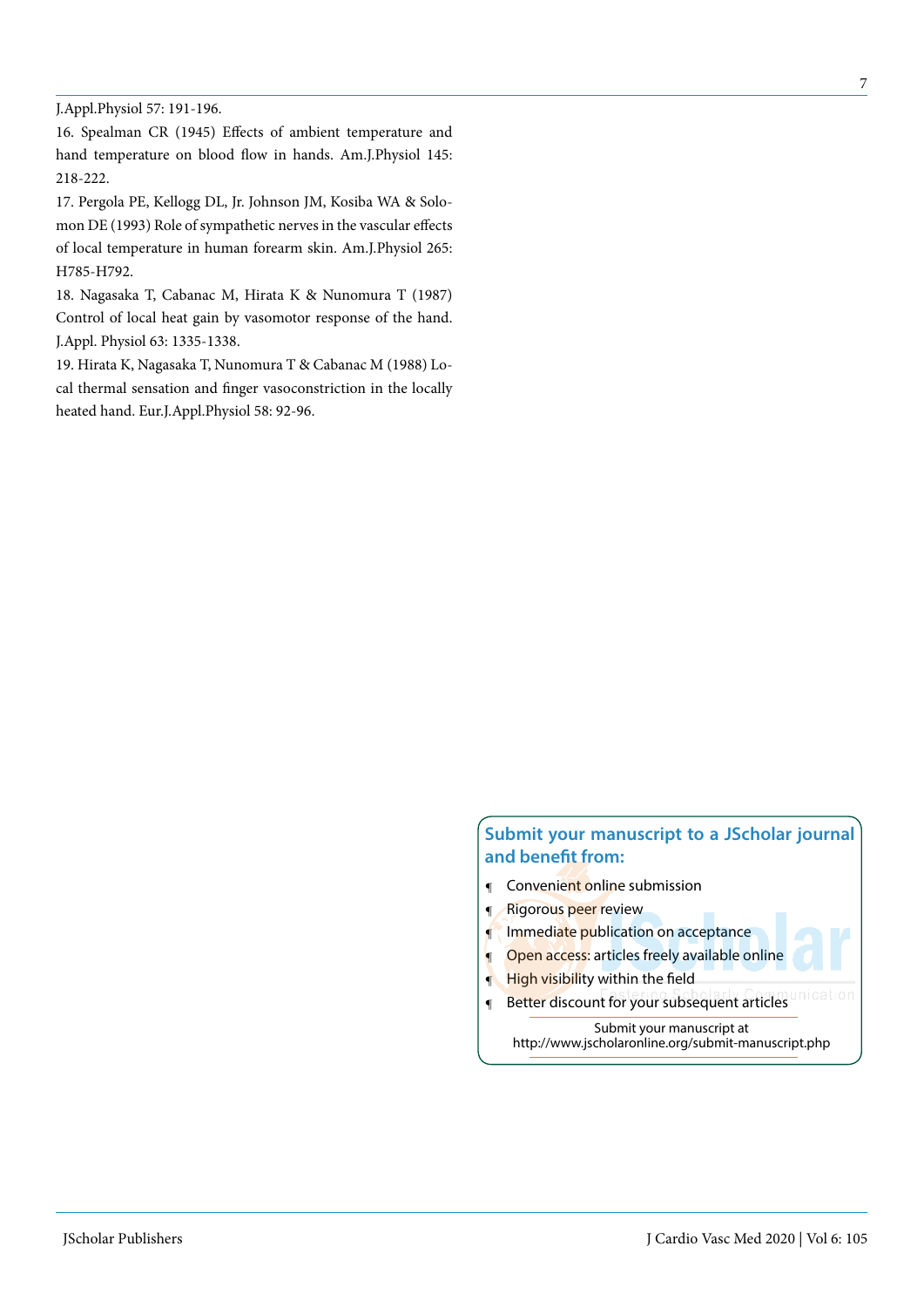J.Appl.Physiol 57: 191-196.

16. Spealman CR (1945) Effects of ambient temperature and hand temperature on blood flow in hands. Am.J.Physiol 145: 218-222.

17. Pergola PE, Kellogg DL, Jr. Johnson JM, Kosiba WA & Solomon DE (1993) Role of sympathetic nerves in the vascular effects of local temperature in human forearm skin. Am.J.Physiol 265: H785-H792.

18. Nagasaka T, Cabanac M, Hirata K & Nunomura T (1987) Control of local heat gain by vasomotor response of the hand. J.Appl. Physiol 63: 1335-1338.

19. Hirata K, Nagasaka T, Nunomura T & Cabanac M (1988) Local thermal sensation and finger vasoconstriction in the locally heated hand. Eur.J.Appl.Physiol 58: 92-96.

**Submit your manuscript to a JScholar journal and benefit from:**

- Convenient online submission
- Rigorous peer review
- Immediate publication on acceptance
- Open access: articles freely available online
- High visibility within the field
- Better discount for your subsequent articles

Submit your manuscript at
http://www.jscholaronline.org/submit-manuscript.php